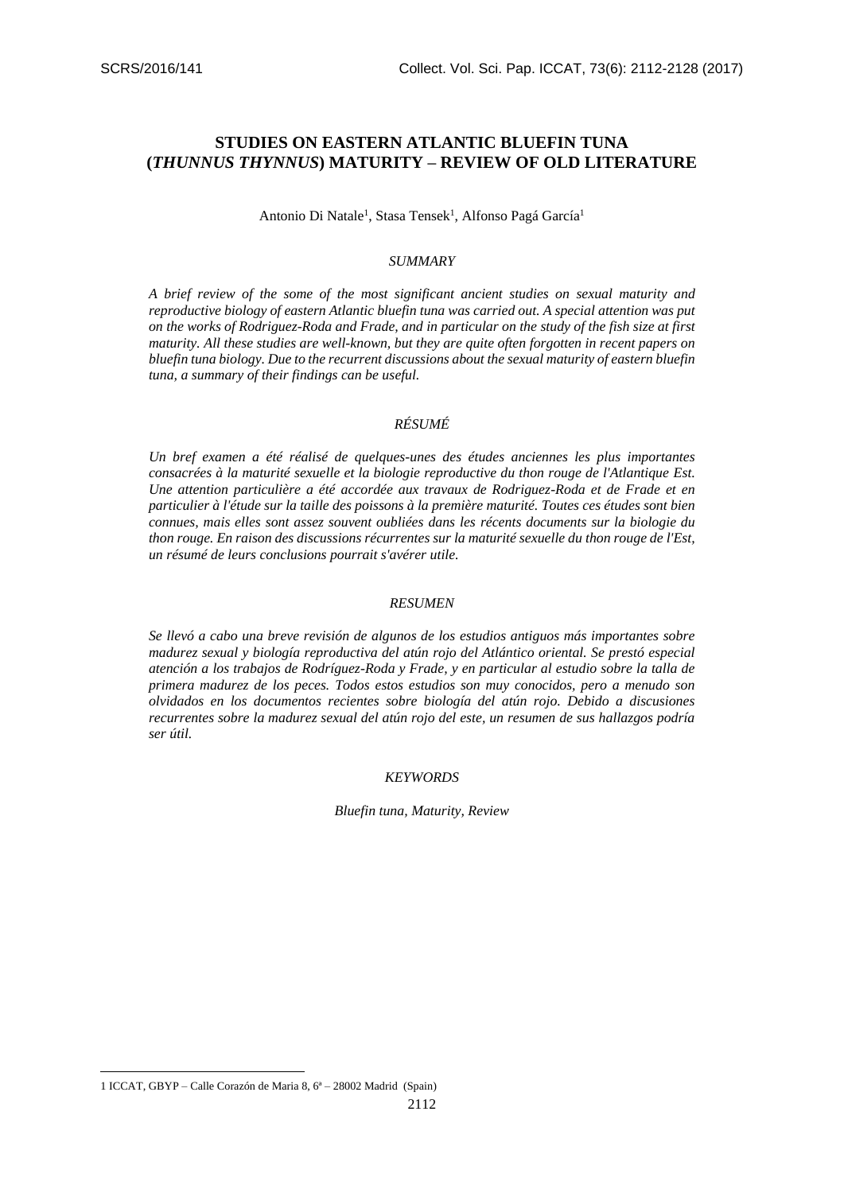# STUDIES ON EASTERN ATLANTIC BLUEFIN TUNA (*THUNNUS THYNNUS*) MATURITY – REVIEW OF OLD LITERATURE

Antonio Di Natale[1], Stasa Tensek[1], Alfonso Pagá García[1]

## *SUMMARY*

*A brief review of the some of the most significant ancient studies on sexual maturity and reproductive biology of eastern Atlantic bluefin tuna was carried out. A special attention was put on the works of Rodriguez-Roda and Frade, and in particular on the study of the fish size at first maturity. All these studies are well-known, but they are quite often forgotten in recent papers on bluefin tuna biology. Due to the recurrent discussions about the sexual maturity of eastern bluefin tuna, a summary of their findings can be useful.*

## *RÉSUMÉ*

*Un bref examen a été réalisé de quelques-unes des études anciennes les plus importantes consacrées à la maturité sexuelle et la biologie reproductive du thon rouge de l'Atlantique Est. Une attention particulière a été accordée aux travaux de Rodriguez-Roda et de Frade et en particulier à l'étude sur la taille des poissons à la première maturité. Toutes ces études sont bien connues, mais elles sont assez souvent oubliées dans les récents documents sur la biologie du thon rouge. En raison des discussions récurrentes sur la maturité sexuelle du thon rouge de l'Est, un résumé de leurs conclusions pourrait s'avérer utile.*

## *RESUMEN*

*Se llevó a cabo una breve revisión de algunos de los estudios antiguos más importantes sobre madurez sexual y biología reproductiva del atún rojo del Atlántico oriental. Se prestó especial atención a los trabajos de Rodríguez-Roda y Frade, y en particular al estudio sobre la talla de primera madurez de los peces. Todos estos estudios son muy conocidos, pero a menudo son olvidados en los documentos recientes sobre biología del atún rojo. Debido a discusiones recurrentes sobre la madurez sexual del atún rojo del este, un resumen de sus hallazgos podría ser útil.*

## *KEYWORDS*

*Bluefin tuna, Maturity, Review*

---

[1] ICCAT, GBYP – Calle Corazón de Maria 8, 6ª – 28002 Madrid (Spain)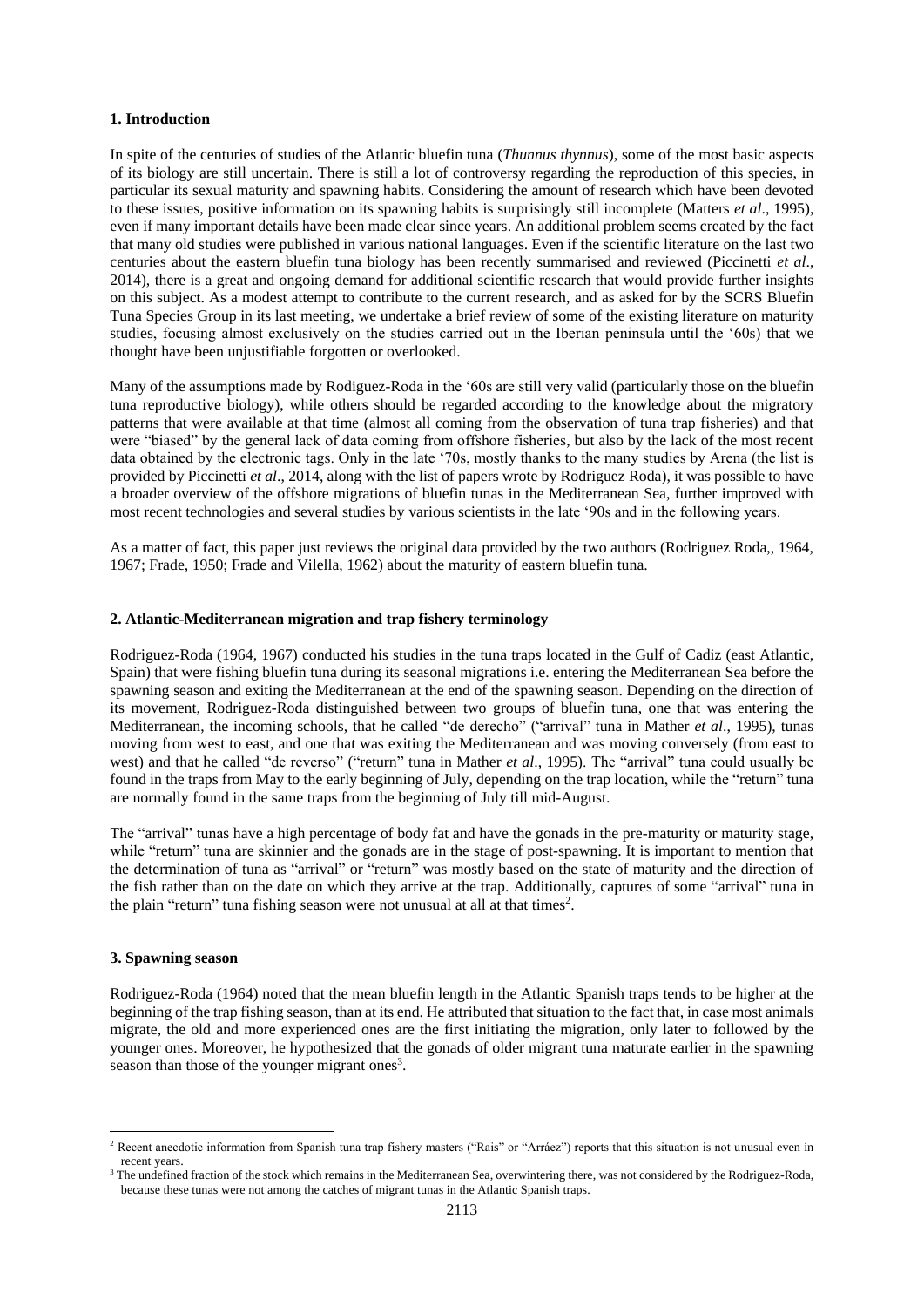## 1. Introduction

In spite of the centuries of studies of the Atlantic bluefin tuna (*Thunnus thynnus*), some of the most basic aspects of its biology are still uncertain. There is still a lot of controversy regarding the reproduction of this species, in particular its sexual maturity and spawning habits. Considering the amount of research which have been devoted to these issues, positive information on its spawning habits is surprisingly still incomplete (Matters *et al*., 1995), even if many important details have been made clear since years. An additional problem seems created by the fact that many old studies were published in various national languages. Even if the scientific literature on the last two centuries about the eastern bluefin tuna biology has been recently summarised and reviewed (Piccinetti *et al*., 2014), there is a great and ongoing demand for additional scientific research that would provide further insights on this subject. As a modest attempt to contribute to the current research, and as asked for by the SCRS Bluefin Tuna Species Group in its last meeting, we undertake a brief review of some of the existing literature on maturity studies, focusing almost exclusively on the studies carried out in the Iberian peninsula until the '60s) that we thought have been unjustifiable forgotten or overlooked.

Many of the assumptions made by Rodiguez-Roda in the '60s are still very valid (particularly those on the bluefin tuna reproductive biology), while others should be regarded according to the knowledge about the migratory patterns that were available at that time (almost all coming from the observation of tuna trap fisheries) and that were "biased" by the general lack of data coming from offshore fisheries, but also by the lack of the most recent data obtained by the electronic tags. Only in the late '70s, mostly thanks to the many studies by Arena (the list is provided by Piccinetti *et al*., 2014, along with the list of papers wrote by Rodriguez Roda), it was possible to have a broader overview of the offshore migrations of bluefin tunas in the Mediterranean Sea, further improved with most recent technologies and several studies by various scientists in the late '90s and in the following years.

As a matter of fact, this paper just reviews the original data provided by the two authors (Rodriguez Roda,, 1964, 1967; Frade, 1950; Frade and Vilella, 1962) about the maturity of eastern bluefin tuna.

## 2. Atlantic-Mediterranean migration and trap fishery terminology

Rodriguez-Roda (1964, 1967) conducted his studies in the tuna traps located in the Gulf of Cadiz (east Atlantic, Spain) that were fishing bluefin tuna during its seasonal migrations i.e. entering the Mediterranean Sea before the spawning season and exiting the Mediterranean at the end of the spawning season. Depending on the direction of its movement, Rodriguez-Roda distinguished between two groups of bluefin tuna, one that was entering the Mediterranean, the incoming schools, that he called "de derecho" ("arrival" tuna in Mather *et al*., 1995), tunas moving from west to east, and one that was exiting the Mediterranean and was moving conversely (from east to west) and that he called "de reverso" ("return" tuna in Mather *et al*., 1995). The "arrival" tuna could usually be found in the traps from May to the early beginning of July, depending on the trap location, while the "return" tuna are normally found in the same traps from the beginning of July till mid-August.

The "arrival" tunas have a high percentage of body fat and have the gonads in the pre-maturity or maturity stage, while "return" tuna are skinnier and the gonads are in the stage of post-spawning. It is important to mention that the determination of tuna as "arrival" or "return" was mostly based on the state of maturity and the direction of the fish rather than on the date on which they arrive at the trap. Additionally, captures of some "arrival" tuna in the plain "return" tuna fishing season were not unusual at all at that times[2].

## 3. Spawning season

Rodriguez-Roda (1964) noted that the mean bluefin length in the Atlantic Spanish traps tends to be higher at the beginning of the trap fishing season, than at its end. He attributed that situation to the fact that, in case most animals migrate, the old and more experienced ones are the first initiating the migration, only later to followed by the younger ones. Moreover, he hypothesized that the gonads of older migrant tuna maturate earlier in the spawning season than those of the younger migrant ones[3].

---

[2] Recent anecdotic information from Spanish tuna trap fishery masters ("Rais" or "Arráez") reports that this situation is not unusual even in recent years.

[3] The undefined fraction of the stock which remains in the Mediterranean Sea, overwintering there, was not considered by the Rodriguez-Roda, because these tunas were not among the catches of migrant tunas in the Atlantic Spanish traps.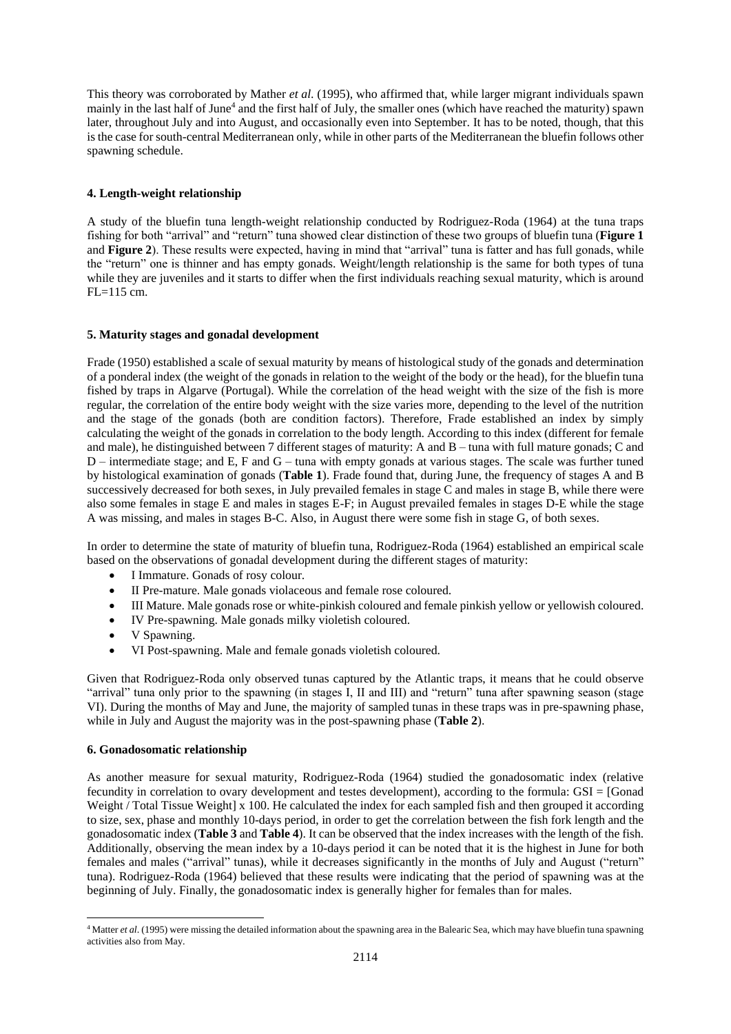This theory was corroborated by Mather *et al.* (1995), who affirmed that, while larger migrant individuals spawn mainly in the last half of June[4] and the first half of July, the smaller ones (which have reached the maturity) spawn later, throughout July and into August, and occasionally even into September. It has to be noted, though, that this is the case for south-central Mediterranean only, while in other parts of the Mediterranean the bluefin follows other spawning schedule.

## 4. Length-weight relationship

A study of the bluefin tuna length-weight relationship conducted by Rodriguez-Roda (1964) at the tuna traps fishing for both "arrival" and "return" tuna showed clear distinction of these two groups of bluefin tuna (**Figure 1** and **Figure 2**). These results were expected, having in mind that "arrival" tuna is fatter and has full gonads, while the "return" one is thinner and has empty gonads. Weight/length relationship is the same for both types of tuna while they are juveniles and it starts to differ when the first individuals reaching sexual maturity, which is around FL=115 cm.

## 5. Maturity stages and gonadal development

Frade (1950) established a scale of sexual maturity by means of histological study of the gonads and determination of a ponderal index (the weight of the gonads in relation to the weight of the body or the head), for the bluefin tuna fished by traps in Algarve (Portugal). While the correlation of the head weight with the size of the fish is more regular, the correlation of the entire body weight with the size varies more, depending to the level of the nutrition and the stage of the gonads (both are condition factors). Therefore, Frade established an index by simply calculating the weight of the gonads in correlation to the body length. According to this index (different for female and male), he distinguished between 7 different stages of maturity: A and B – tuna with full mature gonads; C and D – intermediate stage; and E, F and G – tuna with empty gonads at various stages. The scale was further tuned by histological examination of gonads (**Table 1**). Frade found that, during June, the frequency of stages A and B successively decreased for both sexes, in July prevailed females in stage C and males in stage B, while there were also some females in stage E and males in stages E-F; in August prevailed females in stages D-E while the stage A was missing, and males in stages B-C. Also, in August there were some fish in stage G, of both sexes.

In order to determine the state of maturity of bluefin tuna, Rodriguez-Roda (1964) established an empirical scale based on the observations of gonadal development during the different stages of maturity:

- I Immature. Gonads of rosy colour.
- II Pre-mature. Male gonads violaceous and female rose coloured.
- III Mature. Male gonads rose or white-pinkish coloured and female pinkish yellow or yellowish coloured.
- IV Pre-spawning. Male gonads milky violetish coloured.
- V Spawning.
- VI Post-spawning. Male and female gonads violetish coloured.

Given that Rodriguez-Roda only observed tunas captured by the Atlantic traps, it means that he could observe "arrival" tuna only prior to the spawning (in stages I, II and III) and "return" tuna after spawning season (stage VI). During the months of May and June, the majority of sampled tunas in these traps was in pre-spawning phase, while in July and August the majority was in the post-spawning phase (**Table 2**).

## 6. Gonadosomatic relationship

As another measure for sexual maturity, Rodriguez-Roda (1964) studied the gonadosomatic index (relative fecundity in correlation to ovary development and testes development), according to the formula: GSI = [Gonad Weight / Total Tissue Weight] x 100. He calculated the index for each sampled fish and then grouped it according to size, sex, phase and monthly 10-days period, in order to get the correlation between the fish fork length and the gonadosomatic index (**Table 3** and **Table 4**). It can be observed that the index increases with the length of the fish. Additionally, observing the mean index by a 10-days period it can be noted that it is the highest in June for both females and males ("arrival" tunas), while it decreases significantly in the months of July and August ("return" tuna). Rodriguez-Roda (1964) believed that these results were indicating that the period of spawning was at the beginning of July. Finally, the gonadosomatic index is generally higher for females than for males.

---

[4] Matter *et al*. (1995) were missing the detailed information about the spawning area in the Balearic Sea, which may have bluefin tuna spawning activities also from May.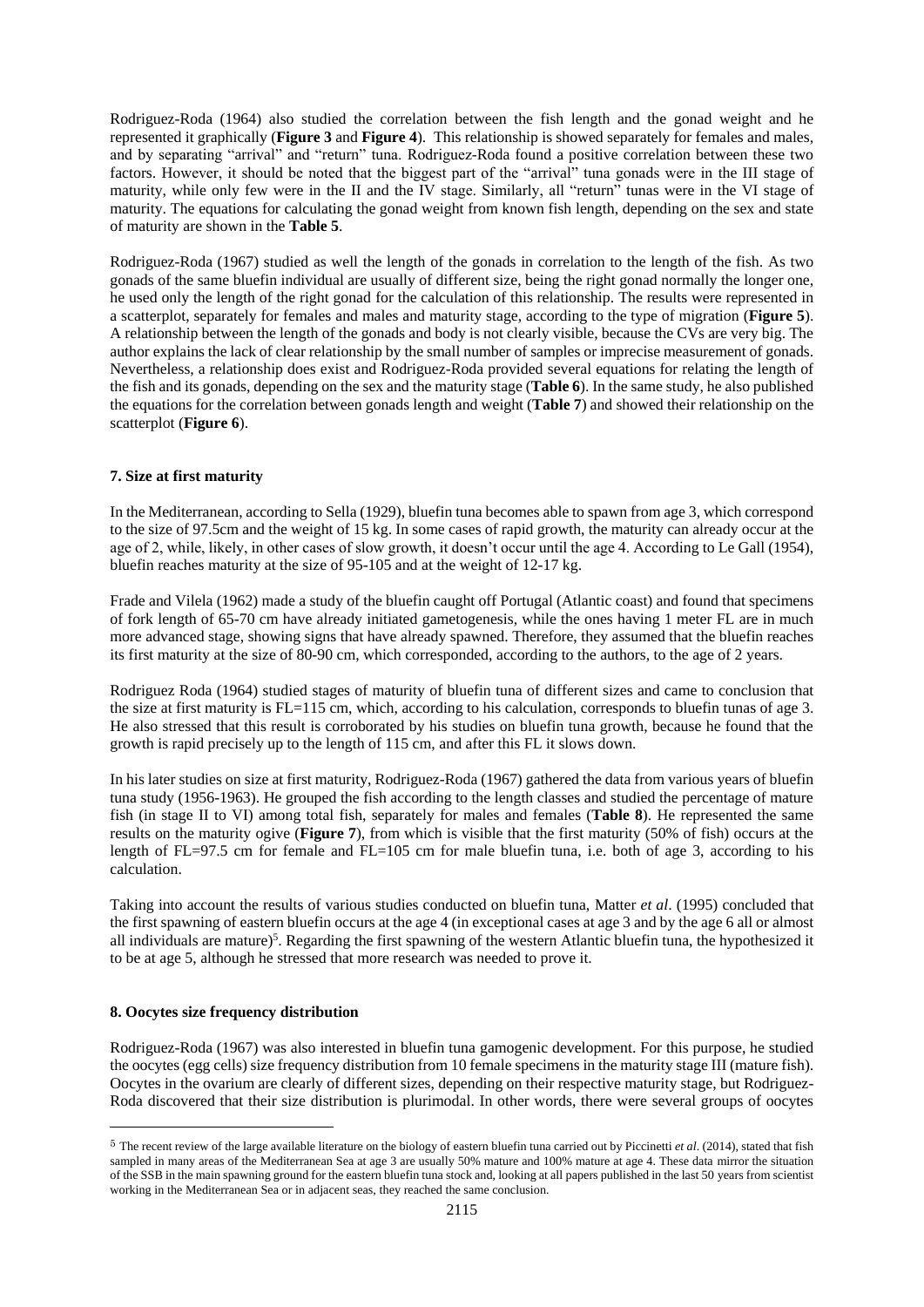Rodriguez-Roda (1964) also studied the correlation between the fish length and the gonad weight and he represented it graphically (**Figure 3** and **Figure 4**). This relationship is showed separately for females and males, and by separating "arrival" and "return" tuna. Rodriguez-Roda found a positive correlation between these two factors. However, it should be noted that the biggest part of the "arrival" tuna gonads were in the III stage of maturity, while only few were in the II and the IV stage. Similarly, all "return" tunas were in the VI stage of maturity. The equations for calculating the gonad weight from known fish length, depending on the sex and state of maturity are shown in the **Table 5**.

Rodriguez-Roda (1967) studied as well the length of the gonads in correlation to the length of the fish. As two gonads of the same bluefin individual are usually of different size, being the right gonad normally the longer one, he used only the length of the right gonad for the calculation of this relationship. The results were represented in a scatterplot, separately for females and males and maturity stage, according to the type of migration (**Figure 5**). A relationship between the length of the gonads and body is not clearly visible, because the CVs are very big. The author explains the lack of clear relationship by the small number of samples or imprecise measurement of gonads. Nevertheless, a relationship does exist and Rodriguez-Roda provided several equations for relating the length of the fish and its gonads, depending on the sex and the maturity stage (**Table 6**). In the same study, he also published the equations for the correlation between gonads length and weight (**Table 7**) and showed their relationship on the scatterplot (**Figure 6**).

### 7. Size at first maturity

In the Mediterranean, according to Sella (1929), bluefin tuna becomes able to spawn from age 3, which correspond to the size of 97.5cm and the weight of 15 kg. In some cases of rapid growth, the maturity can already occur at the age of 2, while, likely, in other cases of slow growth, it doesn't occur until the age 4. According to Le Gall (1954), bluefin reaches maturity at the size of 95-105 and at the weight of 12-17 kg.

Frade and Vilela (1962) made a study of the bluefin caught off Portugal (Atlantic coast) and found that specimens of fork length of 65-70 cm have already initiated gametogenesis, while the ones having 1 meter FL are in much more advanced stage, showing signs that have already spawned. Therefore, they assumed that the bluefin reaches its first maturity at the size of 80-90 cm, which corresponded, according to the authors, to the age of 2 years.

Rodriguez Roda (1964) studied stages of maturity of bluefin tuna of different sizes and came to conclusion that the size at first maturity is FL=115 cm, which, according to his calculation, corresponds to bluefin tunas of age 3. He also stressed that this result is corroborated by his studies on bluefin tuna growth, because he found that the growth is rapid precisely up to the length of 115 cm, and after this FL it slows down.

In his later studies on size at first maturity, Rodriguez-Roda (1967) gathered the data from various years of bluefin tuna study (1956-1963). He grouped the fish according to the length classes and studied the percentage of mature fish (in stage II to VI) among total fish, separately for males and females (**Table 8**). He represented the same results on the maturity ogive (**Figure 7**), from which is visible that the first maturity (50% of fish) occurs at the length of FL=97.5 cm for female and FL=105 cm for male bluefin tuna, i.e. both of age 3, according to his calculation.

Taking into account the results of various studies conducted on bluefin tuna, Matter *et al*. (1995) concluded that the first spawning of eastern bluefin occurs at the age 4 (in exceptional cases at age 3 and by the age 6 all or almost all individuals are mature)[5]. Regarding the first spawning of the western Atlantic bluefin tuna, the hypothesized it to be at age 5, although he stressed that more research was needed to prove it.

### 8. Oocytes size frequency distribution

Rodriguez-Roda (1967) was also interested in bluefin tuna gamogenic development. For this purpose, he studied the oocytes (egg cells) size frequency distribution from 10 female specimens in the maturity stage III (mature fish). Oocytes in the ovarium are clearly of different sizes, depending on their respective maturity stage, but Rodriguez-Roda discovered that their size distribution is plurimodal. In other words, there were several groups of oocytes

---

[5] The recent review of the large available literature on the biology of eastern bluefin tuna carried out by Piccinetti *et al*. (2014), stated that fish sampled in many areas of the Mediterranean Sea at age 3 are usually 50% mature and 100% mature at age 4. These data mirror the situation of the SSB in the main spawning ground for the eastern bluefin tuna stock and, looking at all papers published in the last 50 years from scientist working in the Mediterranean Sea or in adjacent seas, they reached the same conclusion.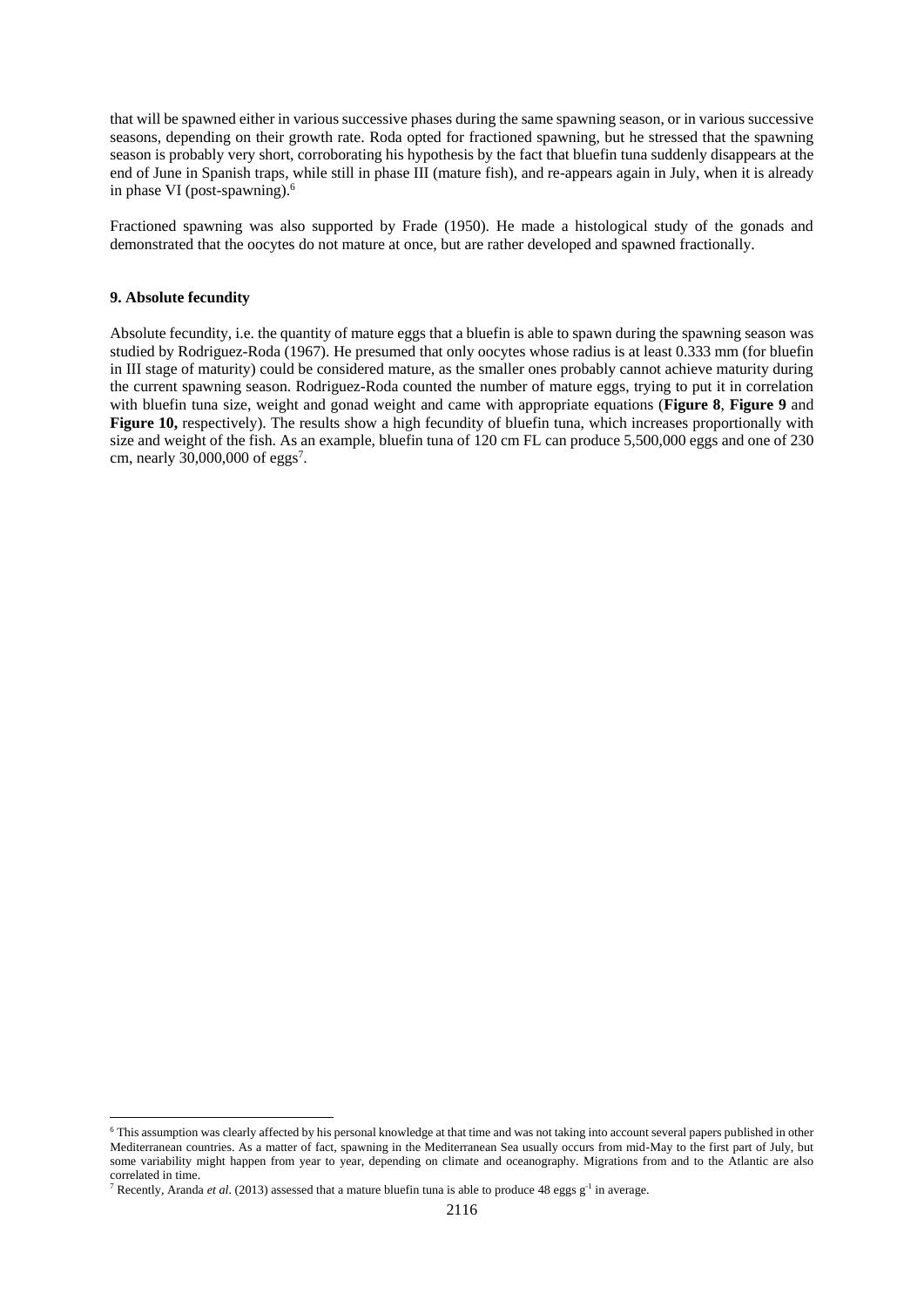that will be spawned either in various successive phases during the same spawning season, or in various successive seasons, depending on their growth rate. Roda opted for fractioned spawning, but he stressed that the spawning season is probably very short, corroborating his hypothesis by the fact that bluefin tuna suddenly disappears at the end of June in Spanish traps, while still in phase III (mature fish), and re-appears again in July, when it is already in phase VI (post-spawning).[6]

Fractioned spawning was also supported by Frade (1950). He made a histological study of the gonads and demonstrated that the oocytes do not mature at once, but are rather developed and spawned fractionally.

### 9. Absolute fecundity

Absolute fecundity, i.e. the quantity of mature eggs that a bluefin is able to spawn during the spawning season was studied by Rodriguez-Roda (1967). He presumed that only oocytes whose radius is at least 0.333 mm (for bluefin in III stage of maturity) could be considered mature, as the smaller ones probably cannot achieve maturity during the current spawning season. Rodriguez-Roda counted the number of mature eggs, trying to put it in correlation with bluefin tuna size, weight and gonad weight and came with appropriate equations (**Figure 8**, **Figure 9** and **Figure 10,** respectively). The results show a high fecundity of bluefin tuna, which increases proportionally with size and weight of the fish. As an example, bluefin tuna of 120 cm FL can produce 5,500,000 eggs and one of 230 cm, nearly 30,000,000 of eggs[7].

---

[6] This assumption was clearly affected by his personal knowledge at that time and was not taking into account several papers published in other Mediterranean countries. As a matter of fact, spawning in the Mediterranean Sea usually occurs from mid-May to the first part of July, but some variability might happen from year to year, depending on climate and oceanography. Migrations from and to the Atlantic are also correlated in time.

[7] Recently, Aranda *et al*. (2013) assessed that a mature bluefin tuna is able to produce 48 eggs $g^{-1}$ in average.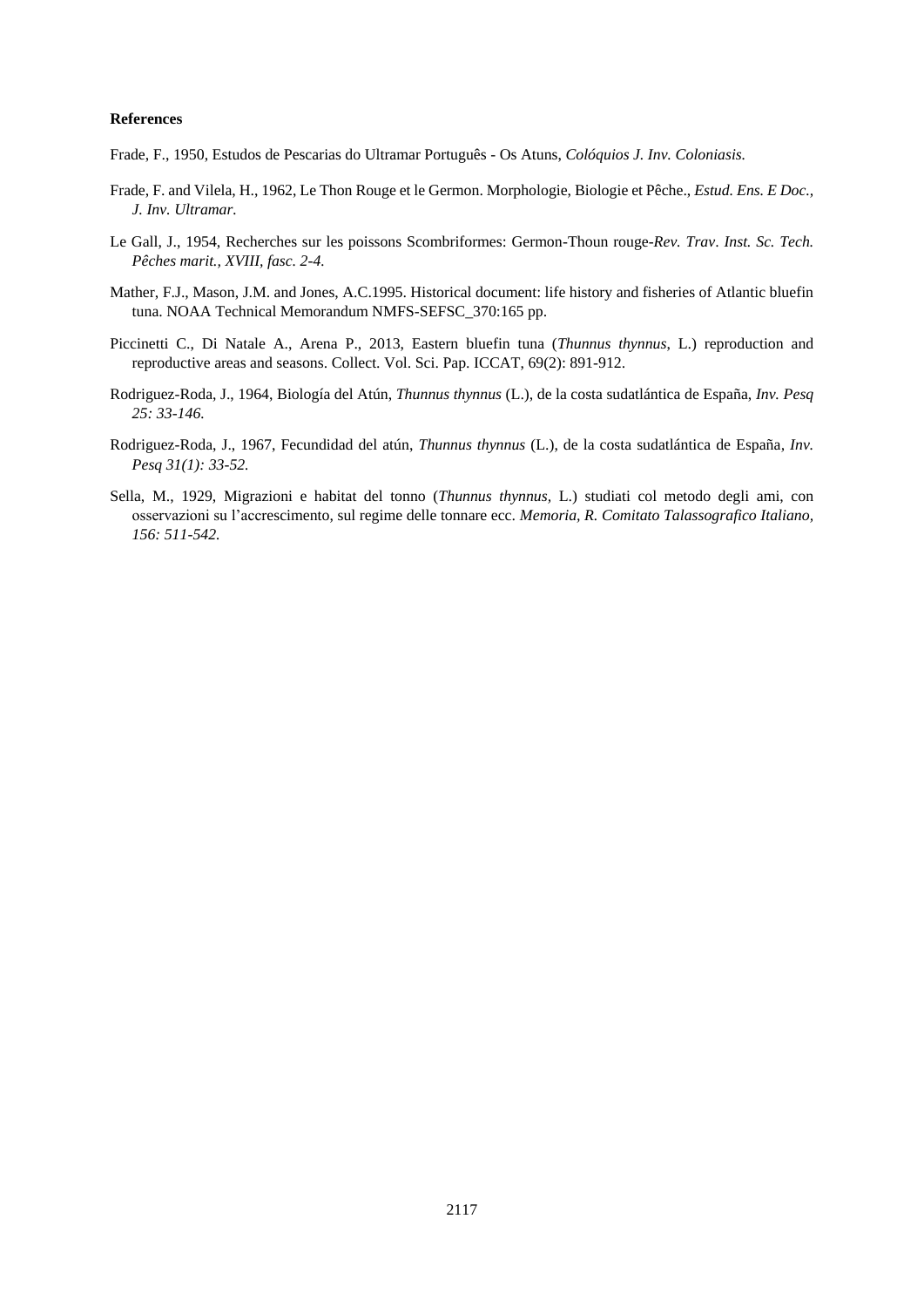**References**

Frade, F., 1950, Estudos de Pescarias do Ultramar Português - Os Atuns, *Colóquios J. Inv. Coloniasis.*

Frade, F. and Vilela, H., 1962, Le Thon Rouge et le Germon. Morphologie, Biologie et Pêche., *Estud. Ens. E Doc., J. Inv. Ultramar.*

Le Gall, J., 1954, Recherches sur les poissons Scombriformes: Germon-Thoun rouge-*Rev. Trav. Inst. Sc. Tech. Pêches marit., XVIII, fasc. 2-4.*

Mather, F.J., Mason, J.M. and Jones, A.C.1995. Historical document: life history and fisheries of Atlantic bluefin tuna. NOAA Technical Memorandum NMFS-SEFSC_370:165 pp.

Piccinetti C., Di Natale A., Arena P., 2013, Eastern bluefin tuna (*Thunnus thynnus*, L.) reproduction and reproductive areas and seasons. Collect. Vol. Sci. Pap. ICCAT, 69(2): 891-912.

Rodriguez-Roda, J., 1964, Biología del Atún, *Thunnus thynnus* (L.), de la costa sudatlántica de España, *Inv. Pesq 25: 33-146.*

Rodriguez-Roda, J., 1967, Fecundidad del atún, *Thunnus thynnus* (L.), de la costa sudatlántica de España, *Inv. Pesq 31(1): 33-52.*

Sella, M., 1929, Migrazioni e habitat del tonno (*Thunnus thynnus*, L.) studiati col metodo degli ami, con osservazioni su l'accrescimento, sul regime delle tonnare ecc. *Memoria, R. Comitato Talassografico Italiano, 156: 511-542.*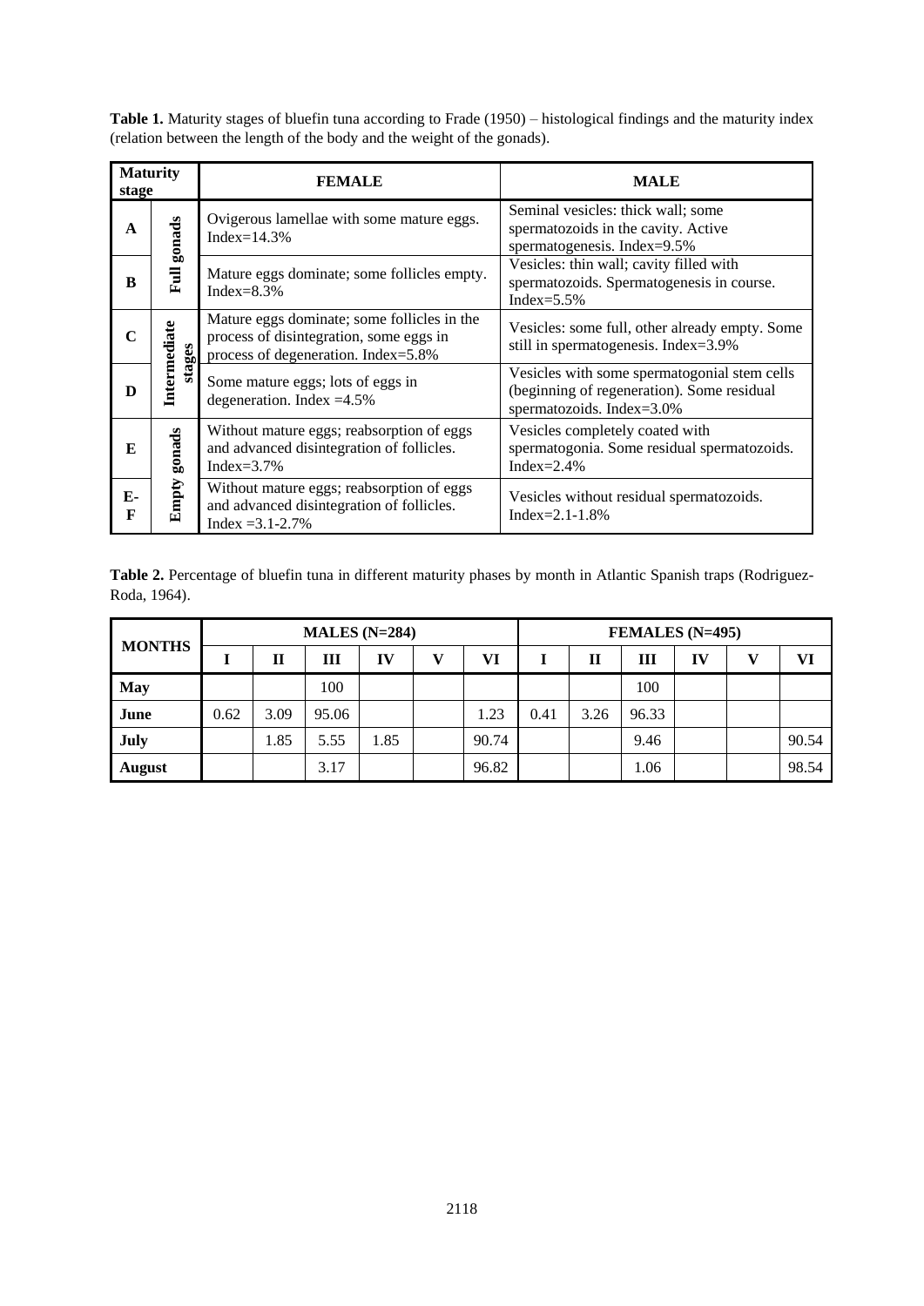**Table 1.** Maturity stages of bluefin tuna according to Frade (1950) – histological findings and the maturity index (relation between the length of the body and the weight of the gonads).

| Maturity stage | | FEMALE | MALE |
|---|---|---|---|
| A | Full gonads | Ovigerous lamellae with some mature eggs. Index=14.3% | Seminal vesicles: thick wall; some spermatozoids in the cavity. Active spermatogenesis. Index=9.5% |
| B | Full gonads | Mature eggs dominate; some follicles empty. Index=8.3% | Vesicles: thin wall; cavity filled with spermatozoids. Spermatogenesis in course. Index=5.5% |
| C | Intermediate stages | Mature eggs dominate; some follicles in the process of disintegration, some eggs in process of degeneration. Index=5.8% | Vesicles: some full, other already empty. Some still in spermatogenesis. Index=3.9% |
| D | Intermediate stages | Some mature eggs; lots of eggs in degeneration. Index =4.5% | Vesicles with some spermatogonial stem cells (beginning of regeneration). Some residual spermatozoids. Index=3.0% |
| E | Empty gonads | Without mature eggs; reabsorption of eggs and advanced disintegration of follicles. Index=3.7% | Vesicles completely coated with spermatogonia. Some residual spermatozoids. Index=2.4% |
| E-F | Empty gonads | Without mature eggs; reabsorption of eggs and advanced disintegration of follicles. Index =3.1-2.7% | Vesicles without residual spermatozoids. Index=2.1-1.8% |

**Table 2.** Percentage of bluefin tuna in different maturity phases by month in Atlantic Spanish traps (Rodriguez-Roda, 1964).

| MONTHS | MALES (N=284) | | | | | | FEMALES (N=495) | | | | | |
|---|---|---|---|---|---|---|---|---|---|---|---|---|
| | I | II | III | IV | V | VI | I | II | III | IV | V | VI |
| **May** | | | 100 | | | | | | 100 | | | |
| **June** | 0.62 | 3.09 | 95.06 | | | 1.23 | 0.41 | 3.26 | 96.33 | | | |
| **July** | | 1.85 | 5.55 | 1.85 | | 90.74 | | | 9.46 | | | 90.54 |
| **August** | | | 3.17 | | | 96.82 | | | 1.06 | | | 98.54 |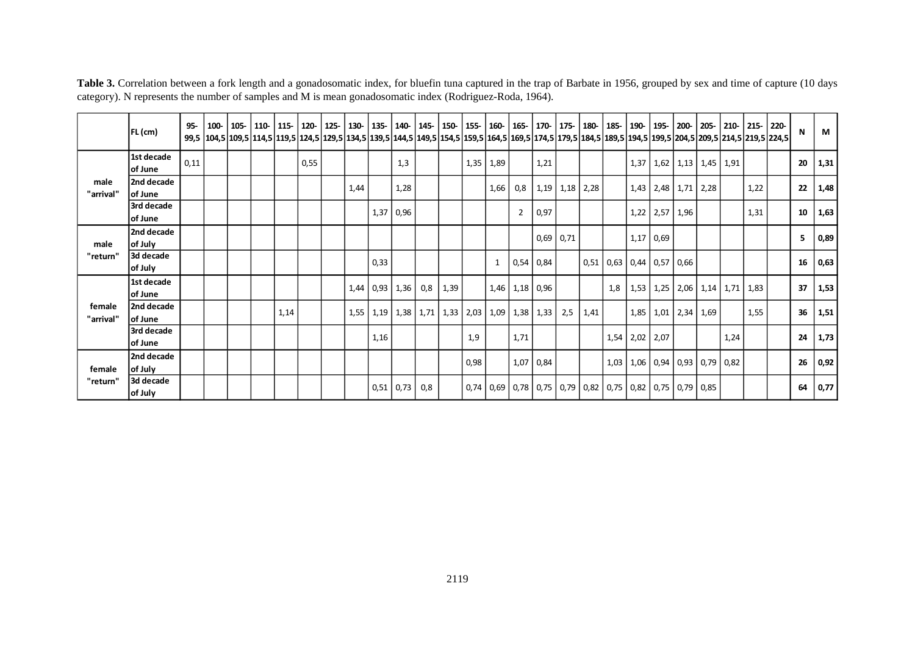**Table 3.** Correlation between a fork length and a gonadosomatic index, for bluefin tuna captured in the trap of Barbate in 1956, grouped by sex and time of capture (10 days category). N represents the number of samples and M is mean gonadosomatic index (Rodriguez-Roda, 1964).

| | FL (cm) | 95-99,5 | 100-104,5 | 105-109,5 | 110-114,5 | 115-119,5 | 120-124,5 | 125-129,5 | 130-134,5 | 135-139,5 | 140-144,5 | 145-149,5 | 150-154,5 | 155-159,5 | 160-164,5 | 165-169,5 | 170-174,5 | 175-179,5 | 180-184,5 | 185-189,5 | 190-194,5 | 195-199,5 | 200-204,5 | 205-209,5 | 210-214,5 | 215-219,5 | 220-224,5 | N | M |
|---|---|---|---|---|---|---|---|---|---|---|---|---|---|---|---|---|---|---|---|---|---|---|---|---|---|---|---|---|---|
| male "arrival" | 1st decade of June | 0,11 | | | | | 0,55 | | | | 1,3 | | | 1,35 | 1,89 | | 1,21 | | | | 1,37 | 1,62 | 1,13 | 1,45 | 1,91 | | | **20** | **1,31** |
| | 2nd decade of June | | | | | | | | 1,44 | | 1,28 | | | | 1,66 | 0,8 | 1,19 | 1,18 | 2,28 | | 1,43 | 2,48 | 1,71 | 2,28 | | 1,22 | | **22** | **1,48** |
| | 3rd decade of June | | | | | | | | | 1,37 | 0,96 | | | | | 2 | 0,97 | | | | 1,22 | 2,57 | 1,96 | | | 1,31 | | **10** | **1,63** |
| male "return" | 2nd decade of July | | | | | | | | | | | | | | | | 0,69 | 0,71 | | | 1,17 | 0,69 | | | | | | **5** | **0,89** |
| | 3d decade of July | | | | | | | | | 0,33 | | | | | 1 | 0,54 | 0,84 | | 0,51 | 0,63 | 0,44 | 0,57 | 0,66 | | | | | **16** | **0,63** |
| female "arrival" | 1st decade of June | | | | | | | | 1,44 | 0,93 | 1,36 | 0,8 | 1,39 | | 1,46 | 1,18 | 0,96 | | | 1,8 | 1,53 | 1,25 | 2,06 | 1,14 | 1,71 | 1,83 | | **37** | **1,53** |
| | 2nd decade of June | | | | | 1,14 | | | 1,55 | 1,19 | 1,38 | 1,71 | 1,33 | 2,03 | 1,09 | 1,38 | 1,33 | 2,5 | 1,41 | | 1,85 | 1,01 | 2,34 | 1,69 | | 1,55 | | **36** | **1,51** |
| | 3rd decade of June | | | | | | | | | 1,16 | | | | 1,9 | | 1,71 | | | | 1,54 | 2,02 | 2,07 | | | 1,24 | | | **24** | **1,73** |
| female "return" | 2nd decade of July | | | | | | | | | | | | | 0,98 | | 1,07 | 0,84 | | | 1,03 | 1,06 | 0,94 | 0,93 | 0,79 | 0,82 | | | **26** | **0,92** |
| | 3d decade of July | | | | | | | | | 0,51 | 0,73 | 0,8 | | 0,74 | 0,69 | 0,78 | 0,75 | 0,79 | 0,82 | 0,75 | 0,82 | 0,75 | 0,79 | 0,85 | | | | **64** | **0,77** |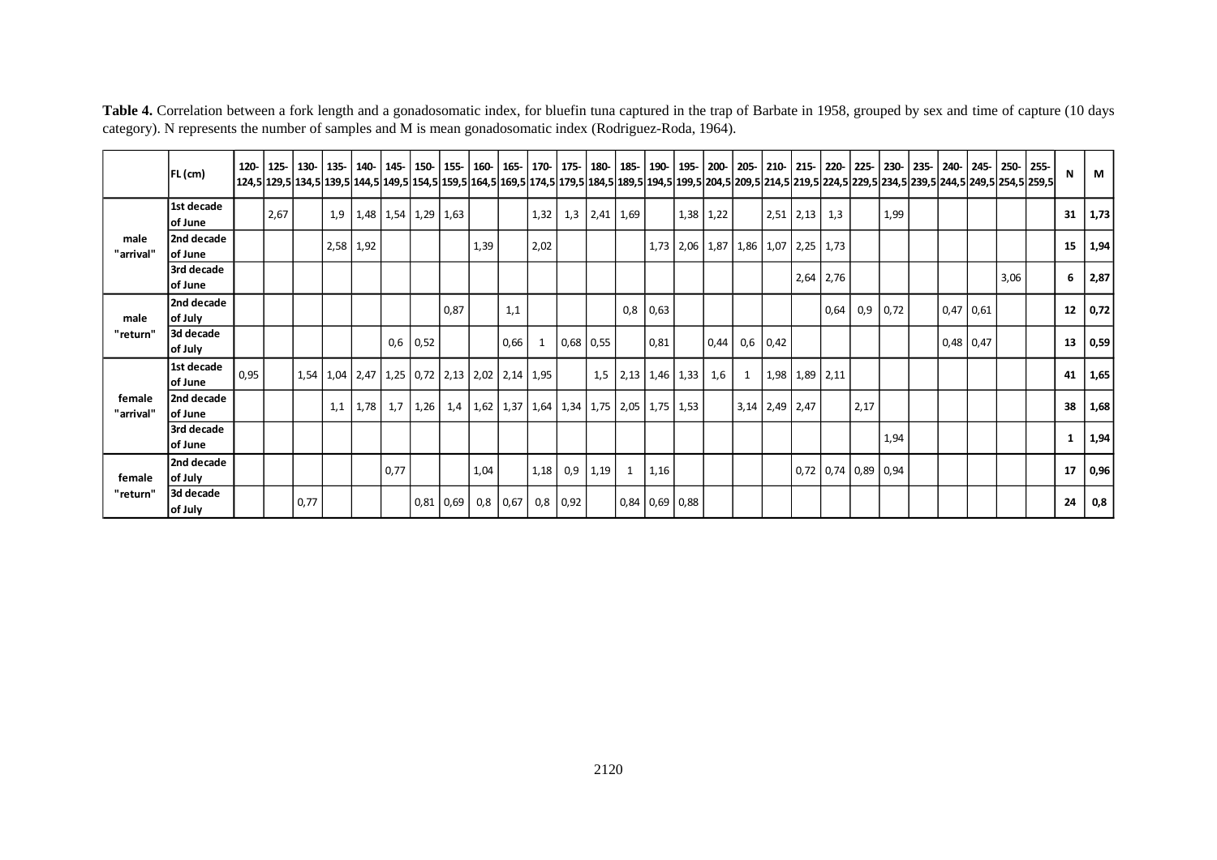**Table 4.** Correlation between a fork length and a gonadosomatic index, for bluefin tuna captured in the trap of Barbate in 1958, grouped by sex and time of capture (10 days category). N represents the number of samples and M is mean gonadosomatic index (Rodriguez-Roda, 1964).

| | FL (cm) | 120-124,5 | 125-129,5 | 130-134,5 | 135-139,5 | 140-144,5 | 145-149,5 | 150-154,5 | 155-159,5 | 160-164,5 | 165-169,5 | 170-174,5 | 175-179,5 | 180-184,5 | 185-189,5 | 190-194,5 | 195-199,5 | 200-204,5 | 205-209,5 | 210-214,5 | 215-219,5 | 220-224,5 | 225-229,5 | 230-234,5 | 235-239,5 | 240-244,5 | 245-249,5 | 250-254,5 | 255-259,5 | N | M |
|---|---|---|---|---|---|---|---|---|---|---|---|---|---|---|---|---|---|---|---|---|---|---|---|---|---|---|---|---|---|---|---|
| male "arrival" | 1st decade of June | | 2,67 | | 1,9 | 1,48 | 1,54 | 1,29 | 1,63 | | | 1,32 | 1,3 | 2,41 | 1,69 | | 1,38 | 1,22 | | 2,51 | 2,13 | 1,3 | | 1,99 | | | | | | 31 | 1,73 |
| | 2nd decade of June | | | | 2,58 | 1,92 | | | | 1,39 | | 2,02 | | | | 1,73 | 2,06 | 1,87 | 1,86 | 1,07 | 2,25 | 1,73 | | | | | | | | 15 | 1,94 |
| | 3rd decade of June | | | | | | | | | | | | | | | | | | | | 2,64 | 2,76 | | | | | | 3,06 | | 6 | 2,87 |
| male "return" | 2nd decade of July | | | | | | | | 0,87 | | 1,1 | | | | 0,8 | 0,63 | | | | | | 0,64 | 0,9 | 0,72 | | 0,47 | 0,61 | | | 12 | 0,72 |
| | 3d decade of July | | | | | | 0,6 | 0,52 | | | 0,66 | 1 | 0,68 | 0,55 | | 0,81 | | 0,44 | 0,6 | 0,42 | | | | | | 0,48 | 0,47 | | | 13 | 0,59 |
| female "arrival" | 1st decade of June | 0,95 | | 1,54 | 1,04 | 2,47 | 1,25 | 0,72 | 2,13 | 2,02 | 2,14 | 1,95 | | 1,5 | 2,13 | 1,46 | 1,33 | 1,6 | 1 | 1,98 | 1,89 | 2,11 | | | | | | | | 41 | 1,65 |
| | 2nd decade of June | | | | 1,1 | 1,78 | 1,7 | 1,26 | 1,4 | 1,62 | 1,37 | 1,64 | 1,34 | 1,75 | 2,05 | 1,75 | 1,53 | | 3,14 | 2,49 | 2,47 | | 2,17 | | | | | | | 38 | 1,68 |
| | 3rd decade of June | | | | | | | | | | | | | | | | | | | | | | | 1,94 | | | | | | 1 | 1,94 |
| female "return" | 2nd decade of July | | | | | | 0,77 | | | 1,04 | | 1,18 | 0,9 | 1,19 | 1 | 1,16 | | | | | 0,72 | 0,74 | 0,89 | 0,94 | | | | | | 17 | 0,96 |
| | 3d decade of July | | | 0,77 | | | | 0,81 | 0,69 | 0,8 | 0,67 | 0,8 | 0,92 | | 0,84 | 0,69 | 0,88 | | | | | | | | | | | | | 24 | 0,8 |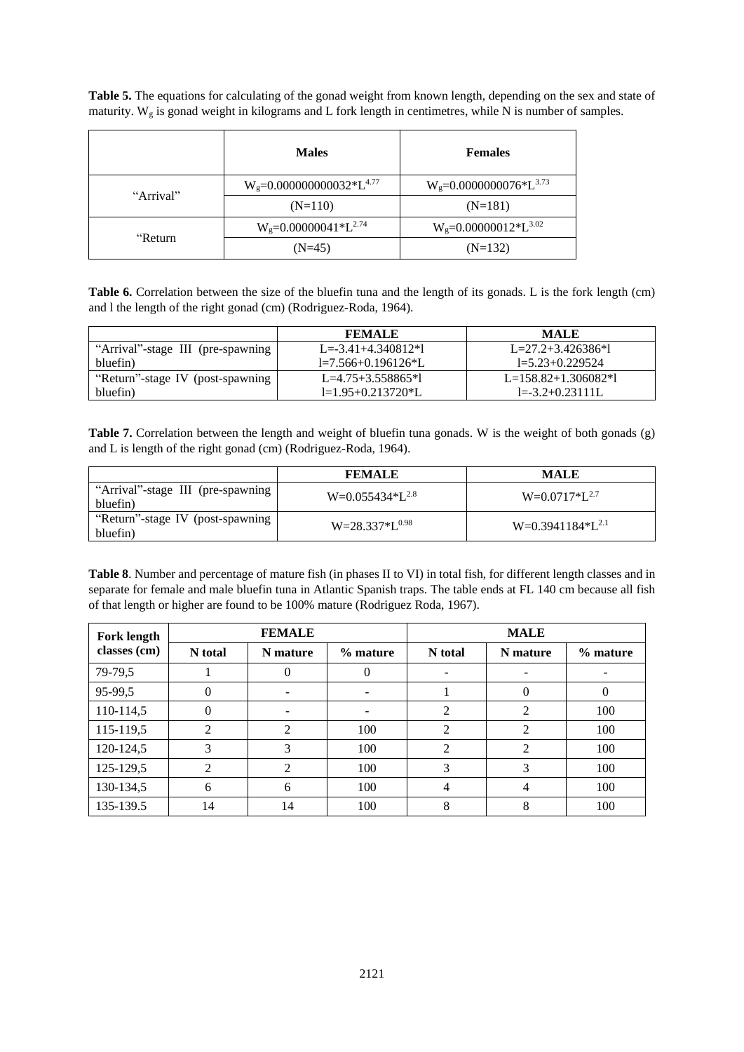**Table 5.** The equations for calculating of the gonad weight from known length, depending on the sex and state of maturity. $W_g$ is gonad weight in kilograms and L fork length in centimetres, while N is number of samples.

| | Males | Females |
|---|---|---|
| "Arrival" | $W_g=0.000000000032*L^{4.77}$ | $W_g=0.0000000076*L^{3.73}$ |
| | (N=110) | (N=181) |
| "Return | $W_g=0.00000041*L^{2.74}$ | $W_g=0.00000012*L^{3.02}$ |
| | (N=45) | (N=132) |

**Table 6.** Correlation between the size of the bluefin tuna and the length of its gonads. L is the fork length (cm) and l the length of the right gonad (cm) (Rodriguez-Roda, 1964).

| | FEMALE | MALE |
|---|---|---|
| "Arrival"-stage III (pre-spawning bluefin) | L=-3.41+4.340812*l<br>l=7.566+0.196126*L | L=27.2+3.426386*l<br>l=5.23+0.229524 |
| "Return"-stage IV (post-spawning bluefin) | L=4.75+3.558865*l<br>l=1.95+0.213720*L | L=158.82+1.306082*l<br>l=-3.2+0.23111L |

**Table 7.** Correlation between the length and weight of bluefin tuna gonads. W is the weight of both gonads (g) and L is length of the right gonad (cm) (Rodriguez-Roda, 1964).

| | FEMALE | MALE |
|---|---|---|
| "Arrival"-stage III (pre-spawning bluefin) | $W=0.055434*L^{2.8}$ | $W=0.0717*L^{2.7}$ |
| "Return"-stage IV (post-spawning bluefin) | $W=28.337*L^{0.98}$ | $W=0.3941184*L^{2.1}$ |

**Table 8**. Number and percentage of mature fish (in phases II to VI) in total fish, for different length classes and in separate for female and male bluefin tuna in Atlantic Spanish traps. The table ends at FL 140 cm because all fish of that length or higher are found to be 100% mature (Rodriguez Roda, 1967).

| Fork length classes (cm) | FEMALE | | | MALE | | |
|---|---|---|---|---|---|---|
| | N total | N mature | % mature | N total | N mature | % mature |
| 79-79,5 | 1 | 0 | 0 | - | - | - |
| 95-99,5 | 0 | - | - | 1 | 0 | 0 |
| 110-114,5 | 0 | - | - | 2 | 2 | 100 |
| 115-119,5 | 2 | 2 | 100 | 2 | 2 | 100 |
| 120-124,5 | 3 | 3 | 100 | 2 | 2 | 100 |
| 125-129,5 | 2 | 2 | 100 | 3 | 3 | 100 |
| 130-134,5 | 6 | 6 | 100 | 4 | 4 | 100 |
| 135-139.5 | 14 | 14 | 100 | 8 | 8 | 100 |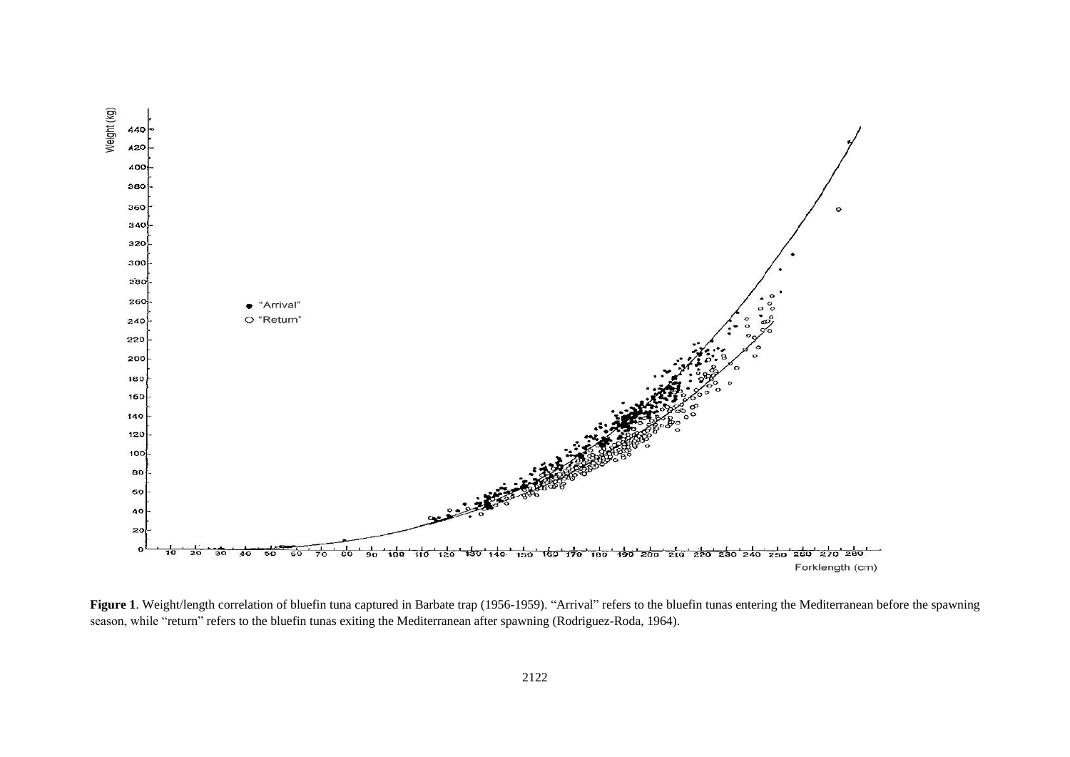**Figure 1**. Weight/length correlation of bluefin tuna captured in Barbate trap (1956-1959). "Arrival" refers to the bluefin tunas entering the Mediterranean before the spawning season, while "return" refers to the bluefin tunas exiting the Mediterranean after spawning (Rodriguez-Roda, 1964).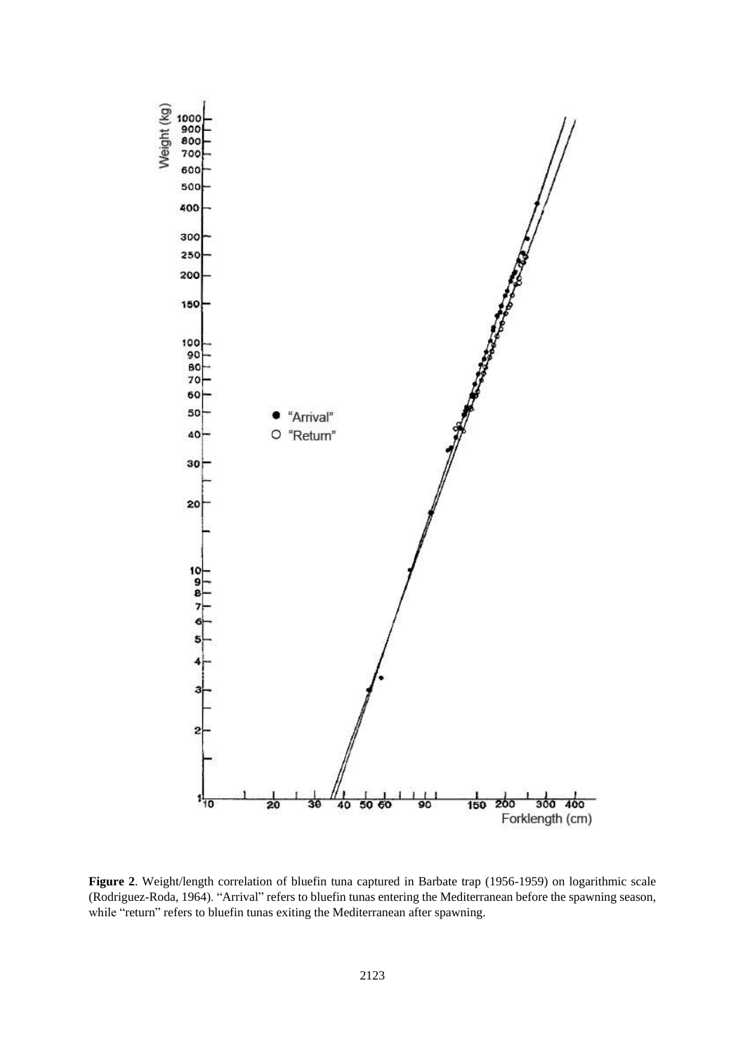**Figure 2**. Weight/length correlation of bluefin tuna captured in Barbate trap (1956-1959) on logarithmic scale (Rodriguez-Roda, 1964). "Arrival" refers to bluefin tunas entering the Mediterranean before the spawning season, while "return" refers to bluefin tunas exiting the Mediterranean after spawning.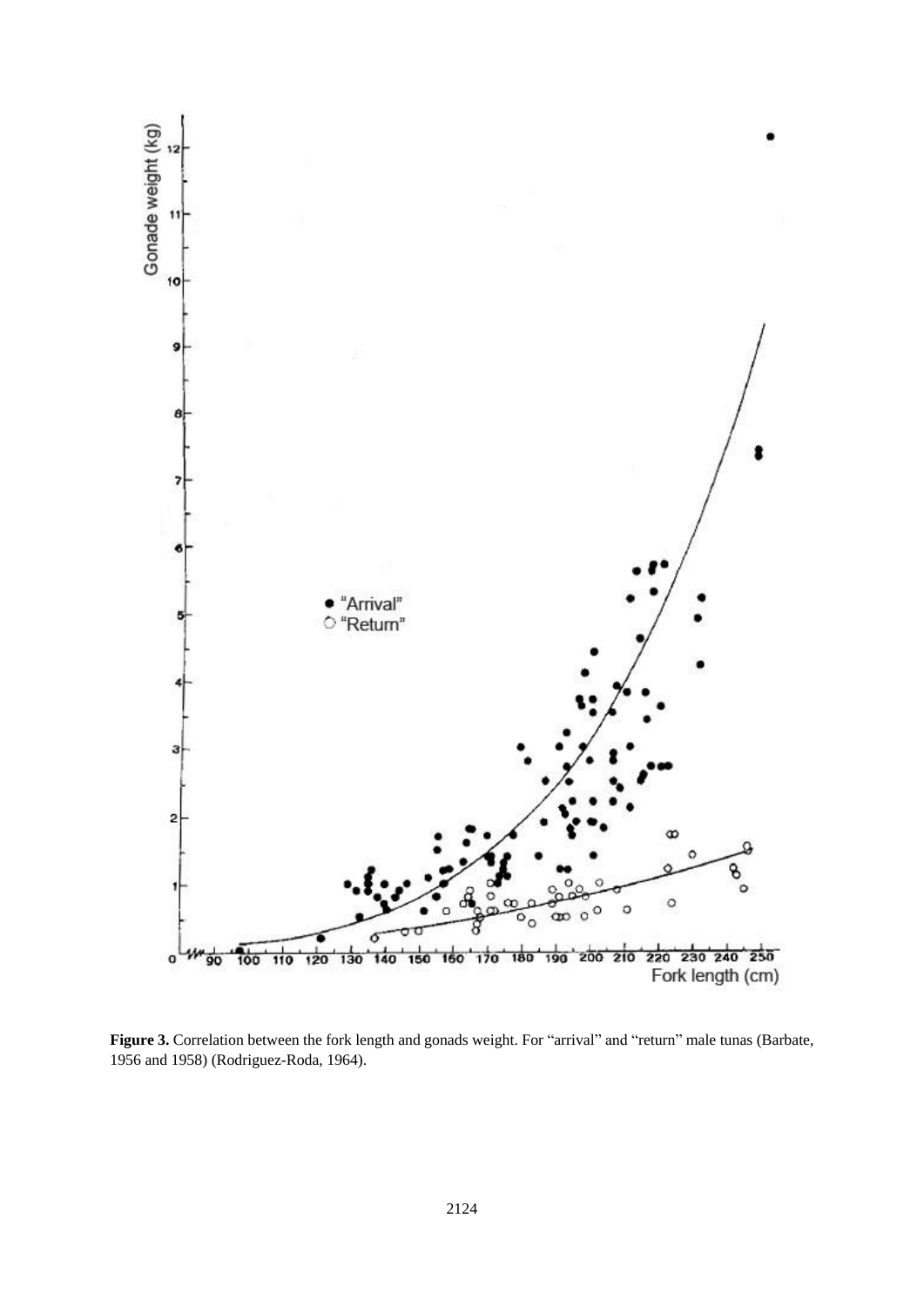**Figure 3.** Correlation between the fork length and gonads weight. For "arrival" and "return" male tunas (Barbate, 1956 and 1958) (Rodriguez-Roda, 1964).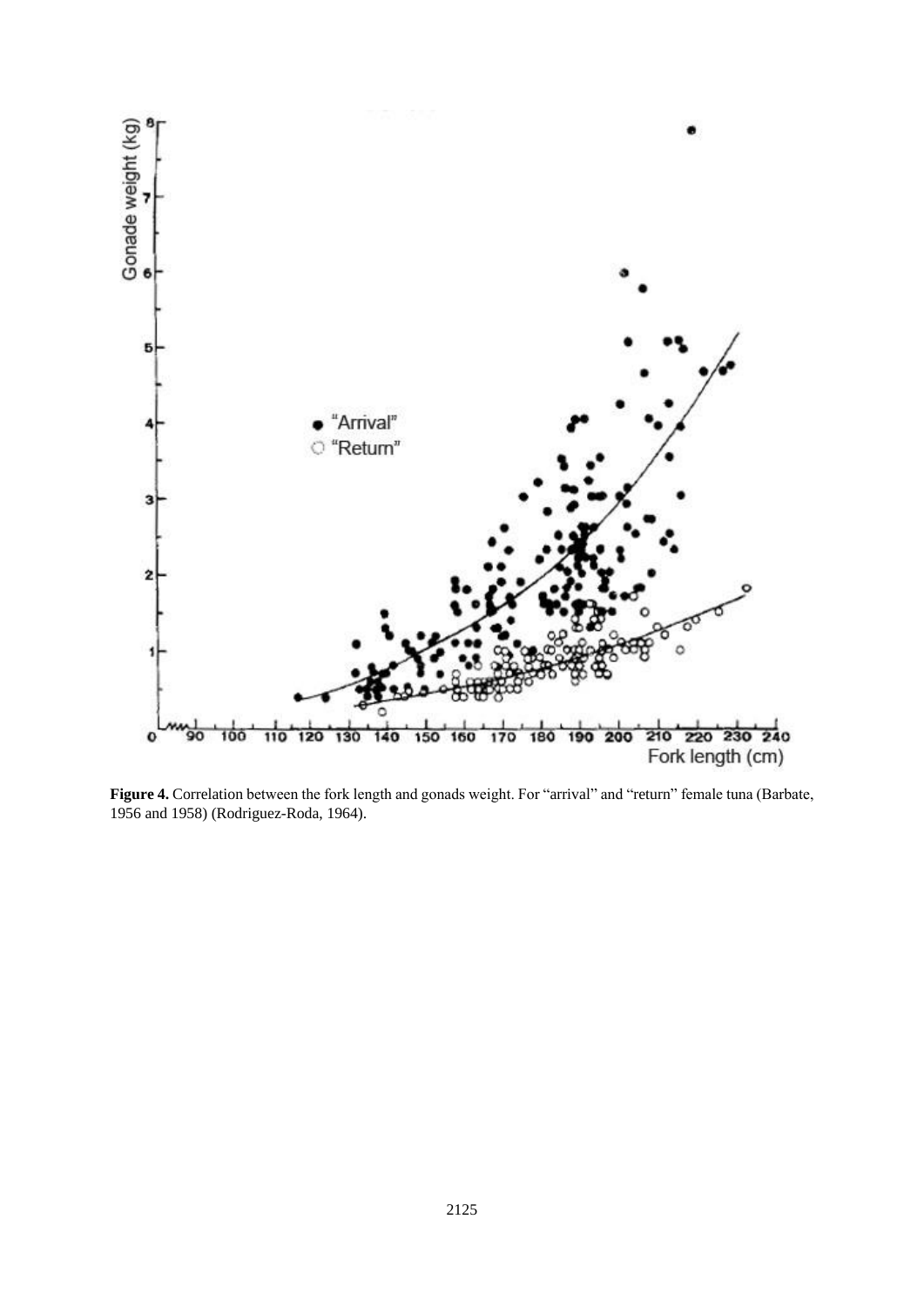**Figure 4.** Correlation between the fork length and gonads weight. For "arrival" and "return" female tuna (Barbate, 1956 and 1958) (Rodriguez-Roda, 1964).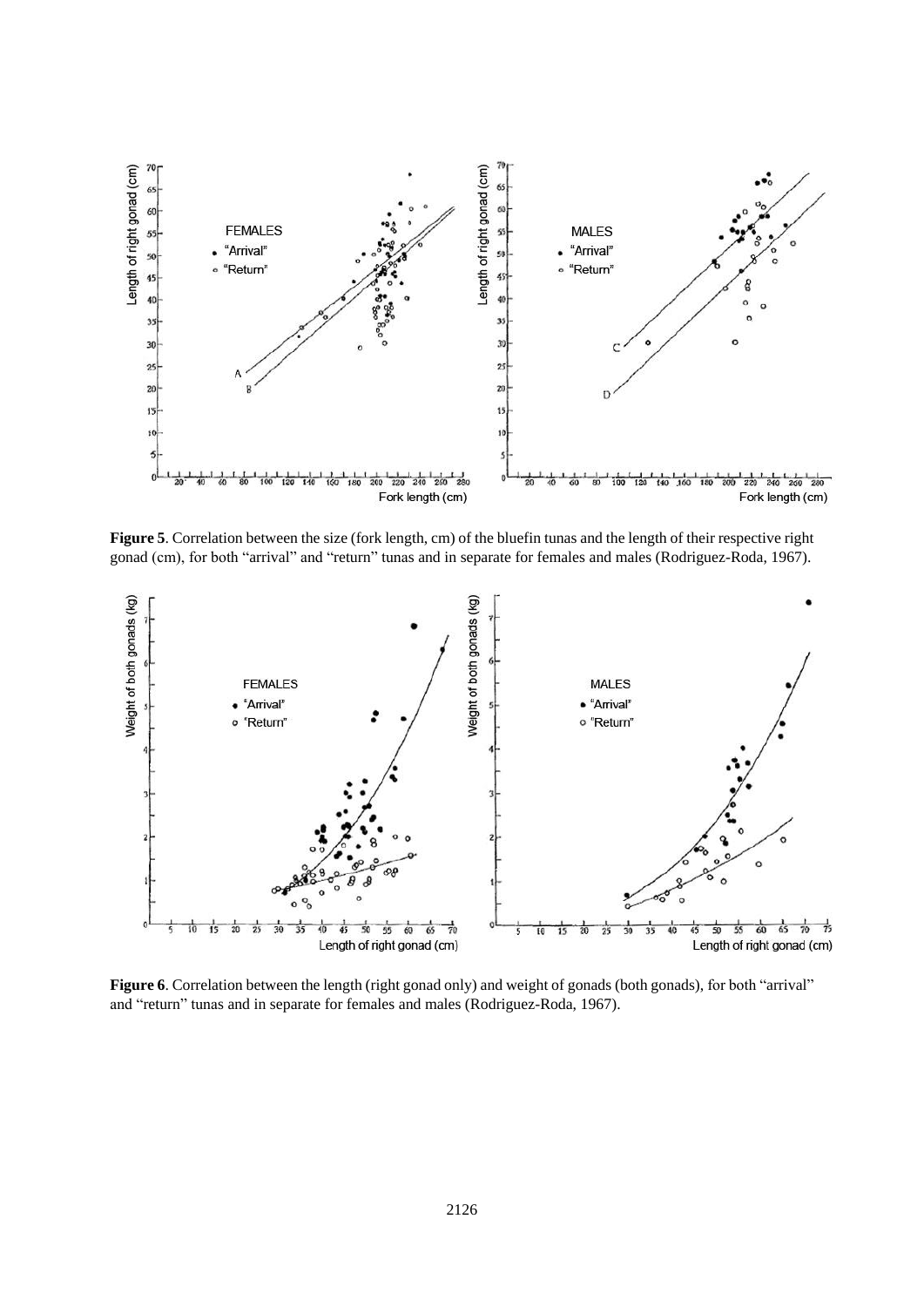**Figure 5**. Correlation between the size (fork length, cm) of the bluefin tunas and the length of their respective right gonad (cm), for both "arrival" and "return" tunas and in separate for females and males (Rodriguez-Roda, 1967).

**Figure 6**. Correlation between the length (right gonad only) and weight of gonads (both gonads), for both "arrival" and "return" tunas and in separate for females and males (Rodriguez-Roda, 1967).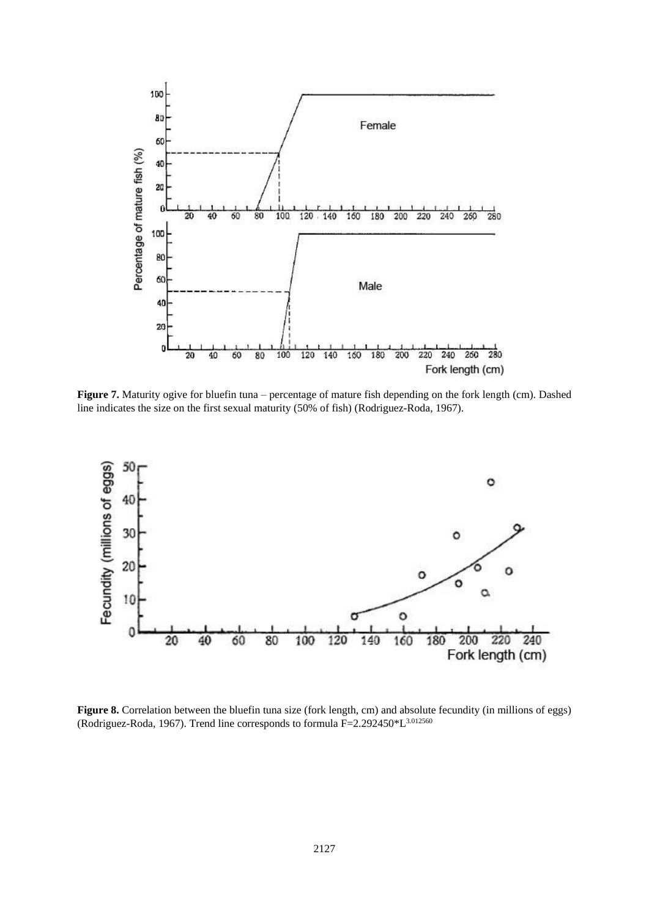**Figure 7.** Maturity ogive for bluefin tuna – percentage of mature fish depending on the fork length (cm). Dashed line indicates the size on the first sexual maturity (50% of fish) (Rodriguez-Roda, 1967).

**Figure 8.** Correlation between the bluefin tuna size (fork length, cm) and absolute fecundity (in millions of eggs) (Rodriguez-Roda, 1967). Trend line corresponds to formula $F=2.292450*L^{3.012560}$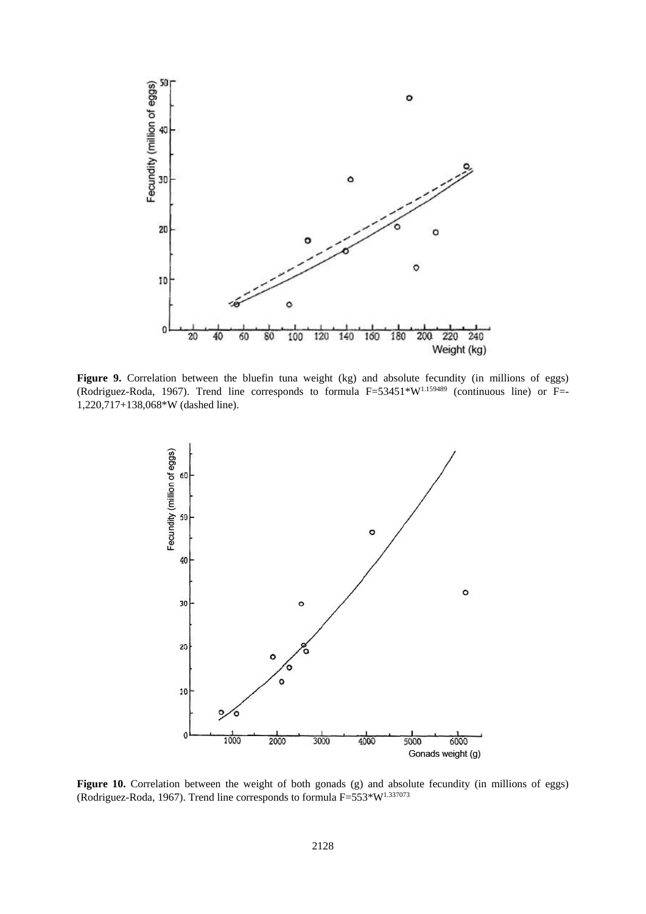Fecundity (million of eggs)

50
40
30
20
10
0

20 40 60 80 100 120 140 160 180 200 220 240

Weight (kg)

**Figure 9.** Correlation between the bluefin tuna weight (kg) and absolute fecundity (in millions of eggs) (Rodriguez-Roda, 1967). Trend line corresponds to formula $F=53451*W^{1.159489}$ (continuous line) or F=-1,220,717+138,068*W (dashed line).

Fecundity (million of eggs)

60
50
40
30
20
10
0

1000 2000 3000 4000 5000 6000

Gonads weight (g)

**Figure 10.** Correlation between the weight of both gonads (g) and absolute fecundity (in millions of eggs) (Rodriguez-Roda, 1967). Trend line corresponds to formula $F=553*W^{1.337073}$